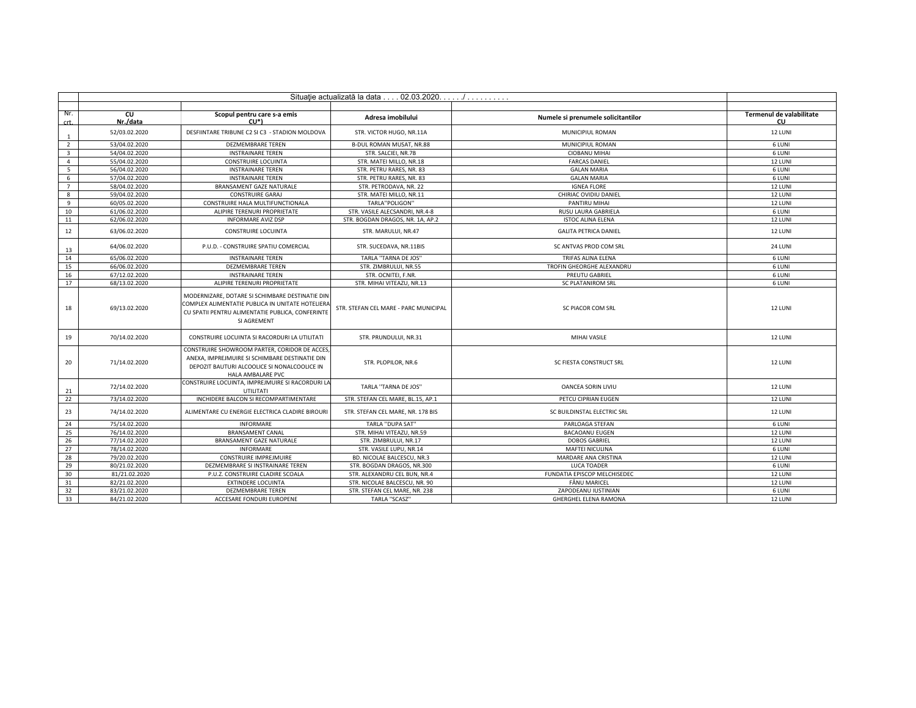| | Situaţie actualizată la data . . . . 02.03.2020. . . . . ./ . . . . . . . . . . | | | | |
|---|---|---|---|---|---|
| Nr. crt. | CU Nr./data | Scopul pentru care s-a emis CU*) | Adresa imobilului | Numele si prenumele solicitantilor | Termenul de valabilitate CU |
| 1 | 52/03.02.2020 | DESFIINTARE TRIBUNE C2 SI C3 - STADION MOLDOVA | STR. VICTOR HUGO, NR.11A | MUNICIPIUL ROMAN | 12 LUNI |
| 2 | 53/04.02.2020 | DEZMEMBRARE TEREN | B-DUL ROMAN MUSAT, NR.88 | MUNICIPIUL ROMAN | 6 LUNI |
| 3 | 54/04.02.2020 | INSTRAINARE TEREN | STR. SALCIEI, NR.7B | CIOBANU MIHAI | 6 LUNI |
| 4 | 55/04.02.2020 | CONSTRUIRE LOCUINTA | STR. MATEI MILLO, NR.18 | FARCAS DANIEL | 12 LUNI |
| 5 | 56/04.02.2020 | INSTRAINARE TEREN | STR. PETRU RARES, NR. 83 | GALAN MARIA | 6 LUNI |
| 6 | 57/04.02.2020 | INSTRAINARE TEREN | STR. PETRU RARES, NR. 83 | GALAN MARIA | 6 LUNI |
| 7 | 58/04.02.2020 | BRANSAMENT GAZE NATURALE | STR. PETRODAVA, NR. 22 | IGNEA FLORE | 12 LUNI |
| 8 | 59/04.02.2020 | CONSTRUIRE GARAJ | STR. MATEI MILLO, NR.11 | CHIRIAC OVIDIU DANIEL | 12 LUNI |
| 9 | 60/05.02.2020 | CONSTRUIRE HALA MULTIFUNCTIONALA | TARLA"POLIGON" | PANTIRU MIHAI | 12 LUNI |
| 10 | 61/06.02.2020 | ALIPIRE TERENURI PROPRIETATE | STR. VASILE ALECSANDRI, NR.4-8 | RUSU LAURA GABRIELA | 6 LUNI |
| 11 | 62/06.02.2020 | INFORMARE AVIZ DSP | STR. BOGDAN DRAGOS, NR. 1A, AP.2 | ISTOC ALINA ELENA | 12 LUNI |
| 12 | 63/06.02.2020 | CONSTRUIRE LOCUINTA | STR. MARULUI, NR.47 | GALITA PETRICA DANIEL | 12 LUNI |
| 13 | 64/06.02.2020 | P.U.D. - CONSTRUIRE SPATIU COMERCIAL | STR. SUCEDAVA, NR.11BIS | SC ANTVAS PROD COM SRL | 24 LUNI |
| 14 | 65/06.02.2020 | INSTRAINARE TEREN | TARLA "TARNA DE JOS" | TRIFAS ALINA ELENA | 6 LUNI |
| 15 | 66/06.02.2020 | DEZMEMBRARE TEREN | STR. ZIMBRULUI, NR.55 | TROFIN GHEORGHE ALEXANDRU | 6 LUNI |
| 16 | 67/12.02.2020 | INSTRAINARE TEREN | STR. OCNITEI, F.NR. | PREUTU GABRIEL | 6 LUNI |
| 17 | 68/13.02.2020 | ALIPIRE TERENURI PROPRIETATE | STR. MIHAI VITEAZU, NR.13 | SC PLATANIROM SRL | 6 LUNI |
| 18 | 69/13.02.2020 | MODERNIZARE, DOTARE SI SCHIMBARE DESTINATIE DIN COMPLEX ALIMENTATIE PUBLICA IN UNITATE HOTELIERA CU SPATII PENTRU ALIMENTATIE PUBLICA, CONFERINTE SI AGREMENT | STR. STEFAN CEL MARE - PARC MUNICIPAL | SC PIACOR COM SRL | 12 LUNI |
| 19 | 70/14.02.2020 | CONSTRUIRE LOCUINTA SI RACORDURI LA UTILITATI | STR. PRUNDULUI, NR.31 | MIHAI VASILE | 12 LUNI |
| 20 | 71/14.02.2020 | CONSTRUIRE SHOWROOM PARTER, CORIDOR DE ACCES, ANEXA, IMPREJMUIRE SI SCHIMBARE DESTINATIE DIN DEPOZIT BAUTURI ALCOOLICE SI NONALCOOLICE IN HALA AMBALARE PVC | STR. PLOPILOR, NR.6 | SC FIESTA CONSTRUCT SRL | 12 LUNI |
| 21 | 72/14.02.2020 | CONSTRUIRE LOCUINTA, IMPREJMUIRE SI RACORDURI LA UTILITATI | TARLA "TARNA DE JOS" | OANCEA SORIN LIVIU | 12 LUNI |
| 22 | 73/14.02.2020 | INCHIDERE BALCON SI RECOMPARTIMENTARE | STR. STEFAN CEL MARE, BL.15, AP.1 | PETCU CIPRIAN EUGEN | 12 LUNI |
| 23 | 74/14.02.2020 | ALIMENTARE CU ENERGIE ELECTRICA CLADIRE BIROURI | STR. STEFAN CEL MARE, NR. 178 BIS | SC BUILDINSTAL ELECTRIC SRL | 12 LUNI |
| 24 | 75/14.02.2020 | INFORMARE | TARLA "DUPA SAT" | PARLOAGA STEFAN | 6 LUNI |
| 25 | 76/14.02.2020 | BRANSAMENT CANAL | STR. MIHAI VITEAZU, NR.59 | BACAOANU EUGEN | 12 LUNI |
| 26 | 77/14.02.2020 | BRANSAMENT GAZE NATURALE | STR. ZIMBRULUI, NR.17 | DOBOS GABRIEL | 12 LUNI |
| 27 | 78/14.02.2020 | INFORMARE | STR. VASILE LUPU, NR.14 | MAFTEI NICULINA | 6 LUNI |
| 28 | 79/20.02.2020 | CONSTRUIRE IMPREJMUIRE | BD. NICOLAE BALCESCU, NR.3 | MARDARE ANA CRISTINA | 12 LUNI |
| 29 | 80/21.02.2020 | DEZMEMBRARE SI INSTRAINARE TEREN | STR. BOGDAN DRAGOS, NR.300 | LUCA TOADER | 6 LUNI |
| 30 | 81/21.02.2020 | P.U.Z. CONSTRUIRE CLADIRE SCOALA | STR. ALEXANDRU CEL BUN, NR.4 | FUNDATIA EPISCOP MELCHISEDEC | 12 LUNI |
| 31 | 82/21.02.2020 | EXTINDERE LOCUINTA | STR. NICOLAE BALCESCU, NR. 90 | FÂNU MARICEL | 12 LUNI |
| 32 | 83/21.02.2020 | DEZMEMBRARE TEREN | STR. STEFAN CEL MARE, NR. 238 | ZAPODEANU IUSTINIAN | 6 LUNI |
| 33 | 84/21.02.2020 | ACCESARE FONDURI EUROPENE | TARLA "SCASZ" | GHERGHEL ELENA RAMONA | 12 LUNI |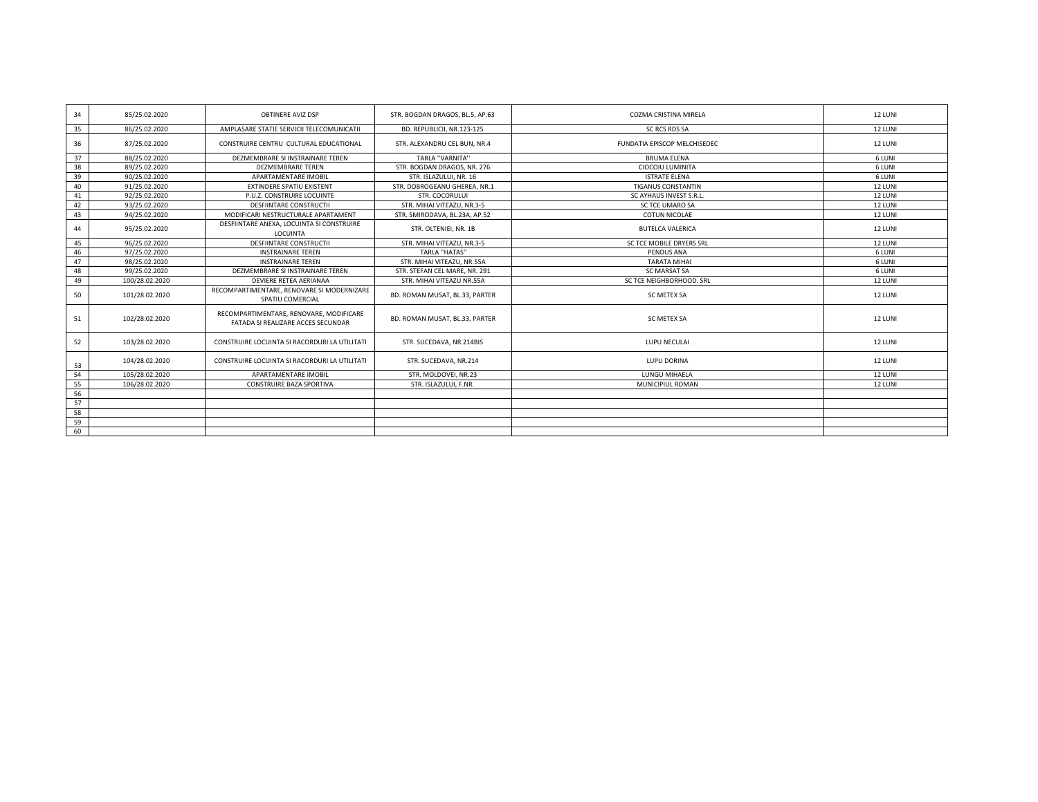| | | | | | |
|---|---|---|---|---|---|
| 34 | 85/25.02.2020 | OBTINERE AVIZ DSP | STR. BOGDAN DRAGOS, BL.5, AP.63 | COZMA CRISTINA MIRELA | 12 LUNI |
| 35 | 86/25.02.2020 | AMPLASARE STATIE SERVICII TELECOMUNICATII | BD. REPUBLICII, NR.123-125 | SC RCS RDS SA | 12 LUNI |
| 36 | 87/25.02.2020 | CONSTRUIRE CENTRU CULTURAL EDUCATIONAL | STR. ALEXANDRU CEL BUN, NR.4 | FUNDATIA EPISCOP MELCHISEDEC | 12 LUNI |
| 37 | 88/25.02.2020 | DEZMEMBRARE SI INSTRAINARE TEREN | TARLA ''VARNITA'' | BRUMA ELENA | 6 LUNI |
| 38 | 89/25.02.2020 | DEZMEMBRARE TEREN | STR. BOGDAN DRAGOS, NR. 276 | CIOCOIU LUMINITA | 6 LUNI |
| 39 | 90/25.02.2020 | APARTAMENTARE IMOBIL | STR. ISLAZULUI, NR. 16 | ISTRATE ELENA | 6 LUNI |
| 40 | 91/25.02.2020 | EXTINDERE SPATIU EXISTENT | STR. DOBROGEANU GHEREA, NR.1 | TIGANUS CONSTANTIN | 12 LUNI |
| 41 | 92/25.02.2020 | P.U.Z. CONSTRUIRE LOCUINTE | STR. COCORULUI | SC AYHAUS INVEST S.R.L. | 12 LUNI |
| 42 | 93/25.02.2020 | DESFIINTARE CONSTRUCTII | STR. MIHAI VITEAZU, NR.3-5 | SC TCE UMARO SA | 12 LUNI |
| 43 | 94/25.02.2020 | MODIFICARI NESTRUCTURALE APARTAMENT | STR. SMIRODAVA, BL.23A, AP.52 | COTUN NICOLAE | 12 LUNI |
| 44 | 95/25.02.2020 | DESFIINTARE ANEXA, LOCUINTA SI CONSTRUIRE LOCUINTA | STR. OLTENIEI, NR. 1B | BUTELCA VALERICA | 12 LUNI |
| 45 | 96/25.02.2020 | DESFIINTARE CONSTRUCTII | STR. MIHAI VITEAZU, NR.3-5 | SC TCE MOBILE DRYERS SRL | 12 LUNI |
| 46 | 97/25.02.2020 | INSTRAINARE TEREN | TARLA ''HATAS'' | PENDUS ANA | 6 LUNI |
| 47 | 98/25.02.2020 | INSTRAINARE TEREN | STR. MIHAI VITEAZU, NR.55A | TARATA MIHAI | 6 LUNI |
| 48 | 99/25.02.2020 | DEZMEMBRARE SI INSTRAINARE TEREN | STR. STEFAN CEL MARE, NR. 291 | SC MARSAT SA | 6 LUNI |
| 49 | 100/28.02.2020 | DEVIERE RETEA AERIANAA | STR. MIHAI VITEAZU NR.55A | SC TCE NEIGHBORHOOD. SRL | 12 LUNI |
| 50 | 101/28.02.2020 | RECOMPARTIMENTARE, RENOVARE SI MODERNIZARE SPATIU COMERCIAL | BD. ROMAN MUSAT, BL.33, PARTER | SC METEX SA | 12 LUNI |
| 51 | 102/28.02.2020 | RECOMPARTIMENTARE, RENOVARE, MODIFICARE FATADA SI REALIZARE ACCES SECUNDAR | BD. ROMAN MUSAT, BL.33, PARTER | SC METEX SA | 12 LUNI |
| 52 | 103/28.02.2020 | CONSTRUIRE LOCUINTA SI RACORDURI LA UTILITATI | STR. SUCEDAVA, NR.214BIS | LUPU NECULAI | 12 LUNI |
| 53 | 104/28.02.2020 | CONSTRUIRE LOCUINTA SI RACORDURI LA UTILITATI | STR. SUCEDAVA, NR.214 | LUPU DORINA | 12 LUNI |
| 54 | 105/28.02.2020 | APARTAMENTARE IMOBIL | STR. MOLDOVEI, NR.23 | LUNGU MIHAELA | 12 LUNI |
| 55 | 106/28.02.2020 | CONSTRUIRE BAZA SPORTIVA | STR. ISLAZULUI, F.NR. | MUNICIPIUL ROMAN | 12 LUNI |
| 56 | | | | | |
| 57 | | | | | |
| 58 | | | | | |
| 59 | | | | | |
| 60 | | | | | |